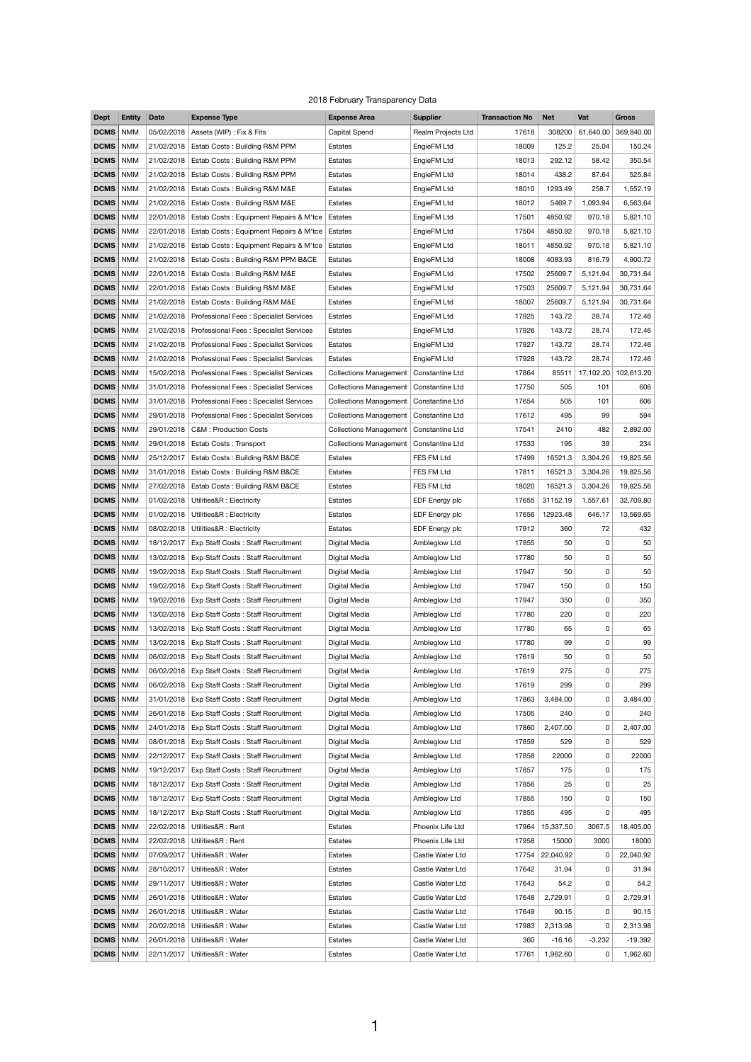2018 February Transparency Data

| Dept | Entity | Date | Expense Type | Expense Area | Supplier | Transaction No | Net | Vat | Gross |
|---|---|---|---|---|---|---|---|---|---|
| DCMS | NMM | 05/02/2018 | Assets (WIP) : Fix & Fits | Capital Spend | Realm Projects Ltd | 17618 | 308200 | 61,640.00 | 369,840.00 |
| DCMS | NMM | 21/02/2018 | Estab Costs : Building R&M PPM | Estates | EngieFM Ltd | 18009 | 125.2 | 25.04 | 150.24 |
| DCMS | NMM | 21/02/2018 | Estab Costs : Building R&M PPM | Estates | EngieFM Ltd | 18013 | 292.12 | 58.42 | 350.54 |
| DCMS | NMM | 21/02/2018 | Estab Costs : Building R&M PPM | Estates | EngieFM Ltd | 18014 | 438.2 | 87.64 | 525.84 |
| DCMS | NMM | 21/02/2018 | Estab Costs : Building R&M M&E | Estates | EngieFM Ltd | 18010 | 1293.49 | 258.7 | 1,552.19 |
| DCMS | NMM | 21/02/2018 | Estab Costs : Building R&M M&E | Estates | EngieFM Ltd | 18012 | 5469.7 | 1,093.94 | 6,563.64 |
| DCMS | NMM | 22/01/2018 | Estab Costs : Equipment Repairs & M'tce | Estates | EngieFM Ltd | 17501 | 4850.92 | 970.18 | 5,821.10 |
| DCMS | NMM | 22/01/2018 | Estab Costs : Equipment Repairs & M'tce | Estates | EngieFM Ltd | 17504 | 4850.92 | 970.18 | 5,821.10 |
| DCMS | NMM | 21/02/2018 | Estab Costs : Equipment Repairs & M'tce | Estates | EngieFM Ltd | 18011 | 4850.92 | 970.18 | 5,821.10 |
| DCMS | NMM | 21/02/2018 | Estab Costs : Building R&M PPM B&CE | Estates | EngieFM Ltd | 18008 | 4083.93 | 816.79 | 4,900.72 |
| DCMS | NMM | 22/01/2018 | Estab Costs : Building R&M M&E | Estates | EngieFM Ltd | 17502 | 25609.7 | 5,121.94 | 30,731.64 |
| DCMS | NMM | 22/01/2018 | Estab Costs : Building R&M M&E | Estates | EngieFM Ltd | 17503 | 25609.7 | 5,121.94 | 30,731.64 |
| DCMS | NMM | 21/02/2018 | Estab Costs : Building R&M M&E | Estates | EngieFM Ltd | 18007 | 25609.7 | 5,121.94 | 30,731.64 |
| DCMS | NMM | 21/02/2018 | Professional Fees : Specialist Services | Estates | EngieFM Ltd | 17925 | 143.72 | 28.74 | 172.46 |
| DCMS | NMM | 21/02/2018 | Professional Fees : Specialist Services | Estates | EngieFM Ltd | 17926 | 143.72 | 28.74 | 172.46 |
| DCMS | NMM | 21/02/2018 | Professional Fees : Specialist Services | Estates | EngieFM Ltd | 17927 | 143.72 | 28.74 | 172.46 |
| DCMS | NMM | 21/02/2018 | Professional Fees : Specialist Services | Estates | EngieFM Ltd | 17928 | 143.72 | 28.74 | 172.46 |
| DCMS | NMM | 15/02/2018 | Professional Fees : Specialist Services | Collections Management | Constantine Ltd | 17864 | 85511 | 17,102.20 | 102,613.20 |
| DCMS | NMM | 31/01/2018 | Professional Fees : Specialist Services | Collections Management | Constantine Ltd | 17750 | 505 | 101 | 606 |
| DCMS | NMM | 31/01/2018 | Professional Fees : Specialist Services | Collections Management | Constantine Ltd | 17654 | 505 | 101 | 606 |
| DCMS | NMM | 29/01/2018 | Professional Fees : Specialist Services | Collections Management | Constantine Ltd | 17612 | 495 | 99 | 594 |
| DCMS | NMM | 29/01/2018 | C&M : Production Costs | Collections Management | Constantine Ltd | 17541 | 2410 | 482 | 2,892.00 |
| DCMS | NMM | 29/01/2018 | Estab Costs : Transport | Collections Management | Constantine Ltd | 17533 | 195 | 39 | 234 |
| DCMS | NMM | 25/12/2017 | Estab Costs : Building R&M B&CE | Estates | FES FM Ltd | 17499 | 16521.3 | 3,304.26 | 19,825.56 |
| DCMS | NMM | 31/01/2018 | Estab Costs : Building R&M B&CE | Estates | FES FM Ltd | 17811 | 16521.3 | 3,304.26 | 19,825.56 |
| DCMS | NMM | 27/02/2018 | Estab Costs : Building R&M B&CE | Estates | FES FM Ltd | 18020 | 16521.3 | 3,304.26 | 19,825.56 |
| DCMS | NMM | 01/02/2018 | Utilities&R : Electricity | Estates | EDF Energy plc | 17655 | 31152.19 | 1,557.61 | 32,709.80 |
| DCMS | NMM | 01/02/2018 | Utilities&R : Electricity | Estates | EDF Energy plc | 17656 | 12923.48 | 646.17 | 13,569.65 |
| DCMS | NMM | 08/02/2018 | Utilities&R : Electricity | Estates | EDF Energy plc | 17912 | 360 | 72 | 432 |
| DCMS | NMM | 18/12/2017 | Exp Staff Costs : Staff Recruitment | Digital Media | Ambleglow Ltd | 17855 | 50 | 0 | 50 |
| DCMS | NMM | 13/02/2018 | Exp Staff Costs : Staff Recruitment | Digital Media | Ambleglow Ltd | 17780 | 50 | 0 | 50 |
| DCMS | NMM | 19/02/2018 | Exp Staff Costs : Staff Recruitment | Digital Media | Ambleglow Ltd | 17947 | 50 | 0 | 50 |
| DCMS | NMM | 19/02/2018 | Exp Staff Costs : Staff Recruitment | Digital Media | Ambleglow Ltd | 17947 | 150 | 0 | 150 |
| DCMS | NMM | 19/02/2018 | Exp Staff Costs : Staff Recruitment | Digital Media | Ambleglow Ltd | 17947 | 350 | 0 | 350 |
| DCMS | NMM | 13/02/2018 | Exp Staff Costs : Staff Recruitment | Digital Media | Ambleglow Ltd | 17780 | 220 | 0 | 220 |
| DCMS | NMM | 13/02/2018 | Exp Staff Costs : Staff Recruitment | Digital Media | Ambleglow Ltd | 17780 | 65 | 0 | 65 |
| DCMS | NMM | 13/02/2018 | Exp Staff Costs : Staff Recruitment | Digital Media | Ambleglow Ltd | 17780 | 99 | 0 | 99 |
| DCMS | NMM | 06/02/2018 | Exp Staff Costs : Staff Recruitment | Digital Media | Ambleglow Ltd | 17619 | 50 | 0 | 50 |
| DCMS | NMM | 06/02/2018 | Exp Staff Costs : Staff Recruitment | Digital Media | Ambleglow Ltd | 17619 | 275 | 0 | 275 |
| DCMS | NMM | 06/02/2018 | Exp Staff Costs : Staff Recruitment | Digital Media | Ambleglow Ltd | 17619 | 299 | 0 | 299 |
| DCMS | NMM | 31/01/2018 | Exp Staff Costs : Staff Recruitment | Digital Media | Ambleglow Ltd | 17863 | 3,484.00 | 0 | 3,484.00 |
| DCMS | NMM | 26/01/2018 | Exp Staff Costs : Staff Recruitment | Digital Media | Ambleglow Ltd | 17505 | 240 | 0 | 240 |
| DCMS | NMM | 24/01/2018 | Exp Staff Costs : Staff Recruitment | Digital Media | Ambleglow Ltd | 17860 | 2,407.00 | 0 | 2,407.00 |
| DCMS | NMM | 08/01/2018 | Exp Staff Costs : Staff Recruitment | Digital Media | Ambleglow Ltd | 17859 | 529 | 0 | 529 |
| DCMS | NMM | 22/12/2017 | Exp Staff Costs : Staff Recruitment | Digital Media | Ambleglow Ltd | 17858 | 22000 | 0 | 22000 |
| DCMS | NMM | 19/12/2017 | Exp Staff Costs : Staff Recruitment | Digital Media | Ambleglow Ltd | 17857 | 175 | 0 | 175 |
| DCMS | NMM | 18/12/2017 | Exp Staff Costs : Staff Recruitment | Digital Media | Ambleglow Ltd | 17856 | 25 | 0 | 25 |
| DCMS | NMM | 18/12/2017 | Exp Staff Costs : Staff Recruitment | Digital Media | Ambleglow Ltd | 17855 | 150 | 0 | 150 |
| DCMS | NMM | 18/12/2017 | Exp Staff Costs : Staff Recruitment | Digital Media | Ambleglow Ltd | 17855 | 495 | 0 | 495 |
| DCMS | NMM | 22/02/2018 | Utilities&R : Rent | Estates | Phoenix Life Ltd | 17964 | 15,337.50 | 3067.5 | 18,405.00 |
| DCMS | NMM | 22/02/2018 | Utilities&R : Rent | Estates | Phoenix Life Ltd | 17958 | 15000 | 3000 | 18000 |
| DCMS | NMM | 07/09/2017 | Utilities&R : Water | Estates | Castle Water Ltd | 17754 | 22,040.92 | 0 | 22,040.92 |
| DCMS | NMM | 28/10/2017 | Utilities&R : Water | Estates | Castle Water Ltd | 17642 | 31.94 | 0 | 31.94 |
| DCMS | NMM | 29/11/2017 | Utilities&R : Water | Estates | Castle Water Ltd | 17643 | 54.2 | 0 | 54.2 |
| DCMS | NMM | 26/01/2018 | Utilities&R : Water | Estates | Castle Water Ltd | 17648 | 2,729.91 | 0 | 2,729.91 |
| DCMS | NMM | 26/01/2018 | Utilities&R : Water | Estates | Castle Water Ltd | 17649 | 90.15 | 0 | 90.15 |
| DCMS | NMM | 20/02/2018 | Utilities&R : Water | Estates | Castle Water Ltd | 17983 | 2,313.98 | 0 | 2,313.98 |
| DCMS | NMM | 26/01/2018 | Utilities&R : Water | Estates | Castle Water Ltd | 360 | -16.16 | -3.232 | -19.392 |
| DCMS | NMM | 22/11/2017 | Utilities&R : Water | Estates | Castle Water Ltd | 17761 | 1,962.60 | 0 | 1,962.60 |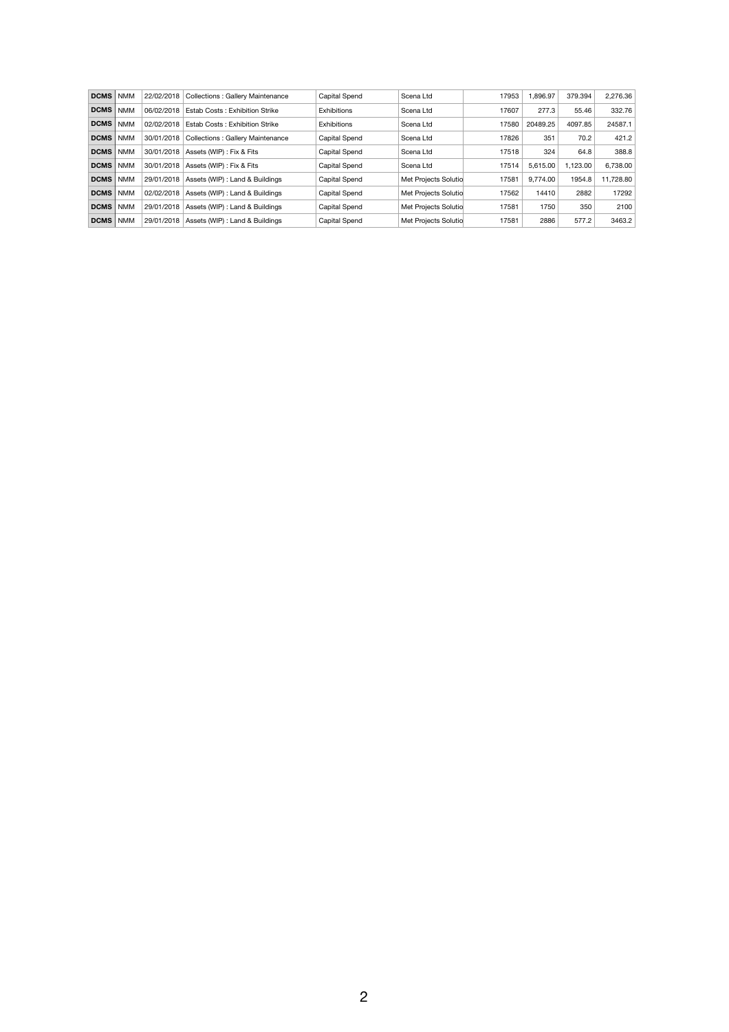| | | | | | | | | | |
|---|---|---|---|---|---|---|---|---|---|
| **DCMS** | NMM | 22/02/2018 | Collections : Gallery Maintenance | Capital Spend | Scena Ltd | 17953 | 1,896.97 | 379.394 | 2,276.36 |
| **DCMS** | NMM | 06/02/2018 | Estab Costs : Exhibition Strike | Exhibitions | Scena Ltd | 17607 | 277.3 | 55.46 | 332.76 |
| **DCMS** | NMM | 02/02/2018 | Estab Costs : Exhibition Strike | Exhibitions | Scena Ltd | 17580 | 20489.25 | 4097.85 | 24587.1 |
| **DCMS** | NMM | 30/01/2018 | Collections : Gallery Maintenance | Capital Spend | Scena Ltd | 17826 | 351 | 70.2 | 421.2 |
| **DCMS** | NMM | 30/01/2018 | Assets (WIP) : Fix & Fits | Capital Spend | Scena Ltd | 17518 | 324 | 64.8 | 388.8 |
| **DCMS** | NMM | 30/01/2018 | Assets (WIP) : Fix & Fits | Capital Spend | Scena Ltd | 17514 | 5,615.00 | 1,123.00 | 6,738.00 |
| **DCMS** | NMM | 29/01/2018 | Assets (WIP) : Land & Buildings | Capital Spend | Met Projects Solutio | 17581 | 9,774.00 | 1954.8 | 11,728.80 |
| **DCMS** | NMM | 02/02/2018 | Assets (WIP) : Land & Buildings | Capital Spend | Met Projects Solutio | 17562 | 14410 | 2882 | 17292 |
| **DCMS** | NMM | 29/01/2018 | Assets (WIP) : Land & Buildings | Capital Spend | Met Projects Solutio | 17581 | 1750 | 350 | 2100 |
| **DCMS** | NMM | 29/01/2018 | Assets (WIP) : Land & Buildings | Capital Spend | Met Projects Solutio | 17581 | 2886 | 577.2 | 3463.2 |